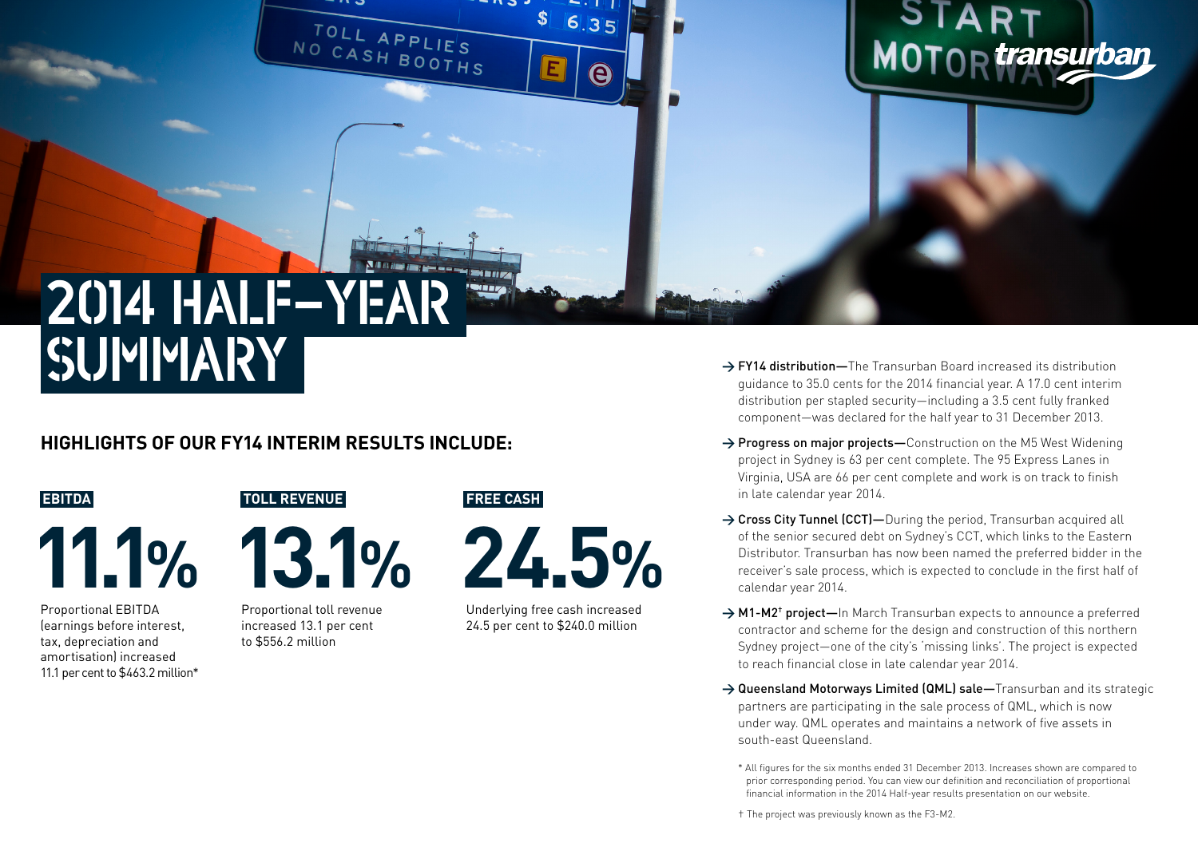# 2014 HALF-YEAR SUMMARY

## HIGHLIGHTS OF OUR FY14 INTERIM RESULTS INCLUDE:

**EBITDA**

**11.1%**

Proportional EBITDA (earnings before interest, tax, depreciation and amortisation) increased 11.1 per cent to $463.2 million*

**TOLL REVENUE**

**13.1%**

Proportional toll revenue increased 13.1 per cent to $556.2 million

**FREE CASH**

**24.5%**

Underlying free cash increased 24.5 per cent to $240.0 million

- **FY14 distribution—**The Transurban Board increased its distribution guidance to 35.0 cents for the 2014 financial year. A 17.0 cent interim distribution per stapled security—including a 3.5 cent fully franked component—was declared for the half year to 31 December 2013.
- **Progress on major projects—**Construction on the M5 West Widening project in Sydney is 63 per cent complete. The 95 Express Lanes in Virginia, USA are 66 per cent complete and work is on track to finish in late calendar year 2014.
- **Cross City Tunnel (CCT)—**During the period, Transurban acquired all of the senior secured debt on Sydney's CCT, which links to the Eastern Distributor. Transurban has now been named the preferred bidder in the receiver's sale process, which is expected to conclude in the first half of calendar year 2014.
- **M1-M2† project—**In March Transurban expects to announce a preferred contractor and scheme for the design and construction of this northern Sydney project—one of the city's 'missing links'. The project is expected to reach financial close in late calendar year 2014.
- **Queensland Motorways Limited (QML) sale—**Transurban and its strategic partners are participating in the sale process of QML, which is now under way. QML operates and maintains a network of five assets in south-east Queensland.

\* All figures for the six months ended 31 December 2013. Increases shown are compared to prior corresponding period. You can view our definition and reconciliation of proportional financial information in the 2014 Half-year results presentation on our website.

† The project was previously known as the F3-M2.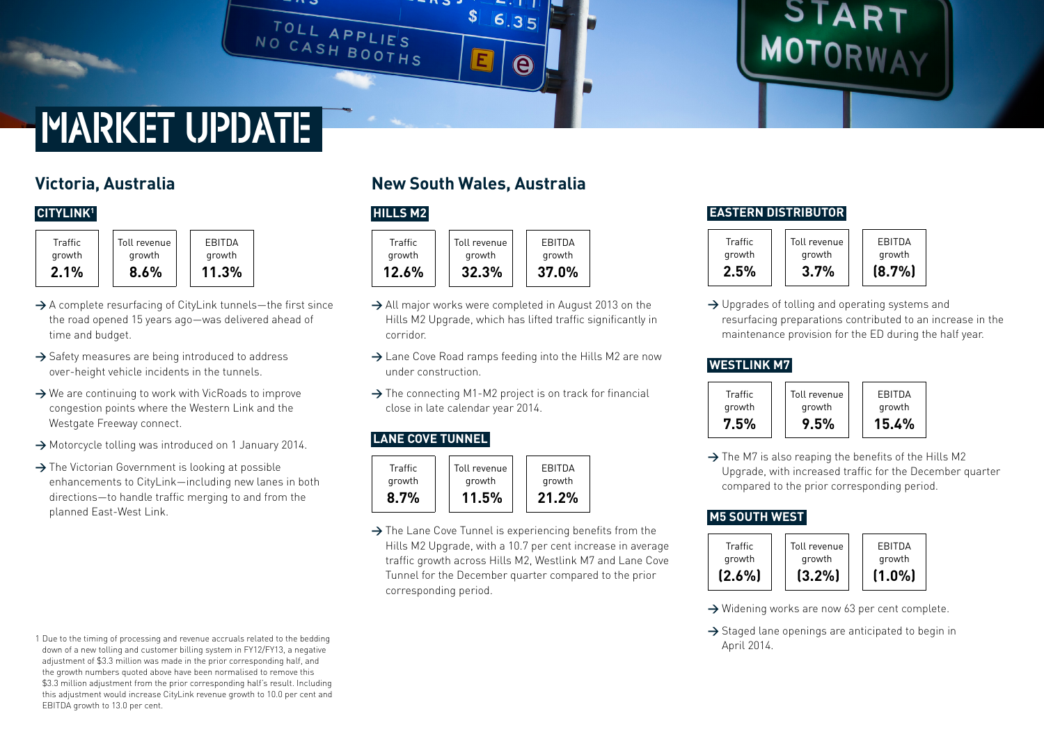# MARKET UPDATE

## Victoria, Australia

### CITYLINK[1]

| Traffic growth | Toll revenue growth | EBITDA growth |
|---|---|---|
| 2.1% | 8.6% | 11.3% |

- A complete resurfacing of CityLink tunnels—the first since the road opened 15 years ago—was delivered ahead of time and budget.
- Safety measures are being introduced to address over-height vehicle incidents in the tunnels.
- We are continuing to work with VicRoads to improve congestion points where the Western Link and the Westgate Freeway connect.
- Motorcycle tolling was introduced on 1 January 2014.
- The Victorian Government is looking at possible enhancements to CityLink—including new lanes in both directions—to handle traffic merging to and from the planned East-West Link.

1 Due to the timing of processing and revenue accruals related to the bedding down of a new tolling and customer billing system in FY12/FY13, a negative adjustment of $3.3 million was made in the prior corresponding half, and the growth numbers quoted above have been normalised to remove this $3.3 million adjustment from the prior corresponding half's result. Including this adjustment would increase CityLink revenue growth to 10.0 per cent and EBITDA growth to 13.0 per cent.

## New South Wales, Australia

### HILLS M2

| Traffic growth | Toll revenue growth | EBITDA growth |
|---|---|---|
| 12.6% | 32.3% | 37.0% |

- All major works were completed in August 2013 on the Hills M2 Upgrade, which has lifted traffic significantly in corridor.
- Lane Cove Road ramps feeding into the Hills M2 are now under construction.
- The connecting M1-M2 project is on track for financial close in late calendar year 2014.

### LANE COVE TUNNEL

| Traffic growth | Toll revenue growth | EBITDA growth |
|---|---|---|
| 8.7% | 11.5% | 21.2% |

- The Lane Cove Tunnel is experiencing benefits from the Hills M2 Upgrade, with a 10.7 per cent increase in average traffic growth across Hills M2, Westlink M7 and Lane Cove Tunnel for the December quarter compared to the prior corresponding period.

### EASTERN DISTRIBUTOR

| Traffic growth | Toll revenue growth | EBITDA growth |
|---|---|---|
| 2.5% | 3.7% | (8.7%) |

- Upgrades of tolling and operating systems and resurfacing preparations contributed to an increase in the maintenance provision for the ED during the half year.

### WESTLINK M7

| Traffic growth | Toll revenue growth | EBITDA growth |
|---|---|---|
| 7.5% | 9.5% | 15.4% |

- The M7 is also reaping the benefits of the Hills M2 Upgrade, with increased traffic for the December quarter compared to the prior corresponding period.

### M5 SOUTH WEST

| Traffic growth | Toll revenue growth | EBITDA growth |
|---|---|---|
| (2.6%) | (3.2%) | (1.0%) |

- Widening works are now 63 per cent complete.
- Staged lane openings are anticipated to begin in April 2014.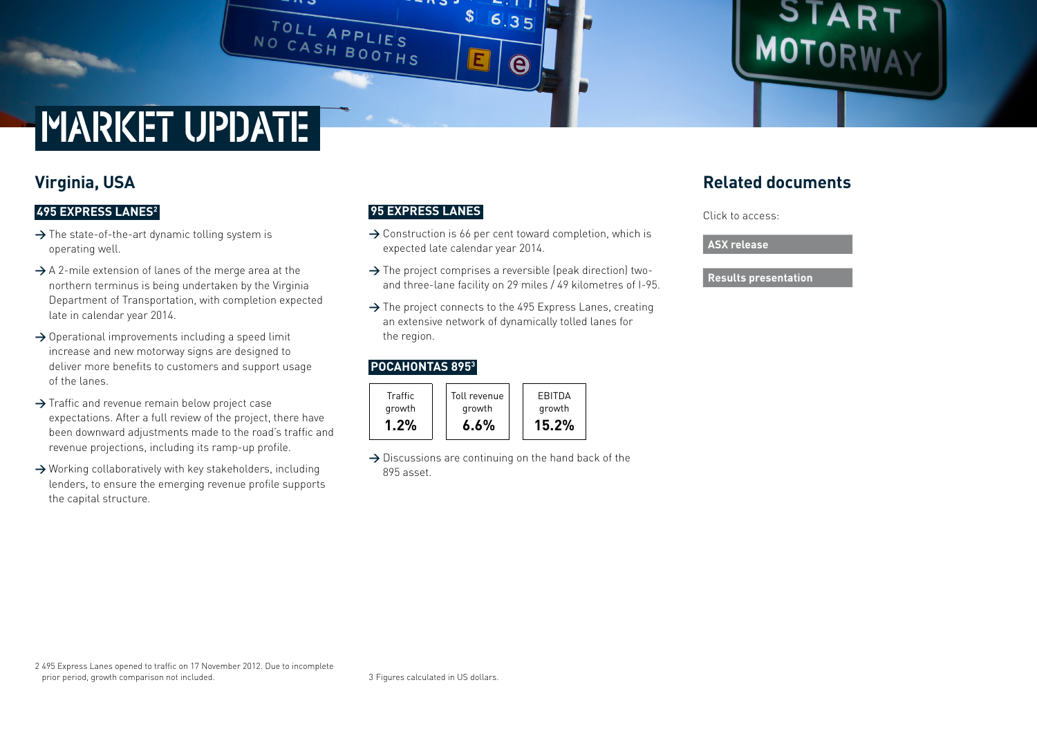# MARKET UPDATE

## Virginia, USA

### 495 EXPRESS LANES[2]

- The state-of-the-art dynamic tolling system is operating well.
- A 2-mile extension of lanes of the merge area at the northern terminus is being undertaken by the Virginia Department of Transportation, with completion expected late in calendar year 2014.
- Operational improvements including a speed limit increase and new motorway signs are designed to deliver more benefits to customers and support usage of the lanes.
- Traffic and revenue remain below project case expectations. After a full review of the project, there have been downward adjustments made to the road's traffic and revenue projections, including its ramp-up profile.
- Working collaboratively with key stakeholders, including lenders, to ensure the emerging revenue profile supports the capital structure.

### 95 EXPRESS LANES

- Construction is 66 per cent toward completion, which is expected late calendar year 2014.
- The project comprises a reversible (peak direction) two- and three-lane facility on 29 miles / 49 kilometres of I-95.
- The project connects to the 495 Express Lanes, creating an extensive network of dynamically tolled lanes for the region.

### POCAHONTAS 895[3]

| Traffic growth | Toll revenue growth | EBITDA growth |
|---|---|---|
| **1.2%** | **6.6%** | **15.2%** |

- Discussions are continuing on the hand back of the 895 asset.

2 495 Express Lanes opened to traffic on 17 November 2012. Due to incomplete prior period, growth comparison not included.

3 Figures calculated in US dollars.

## Related documents

Click to access:

**ASX release**

**Results presentation**